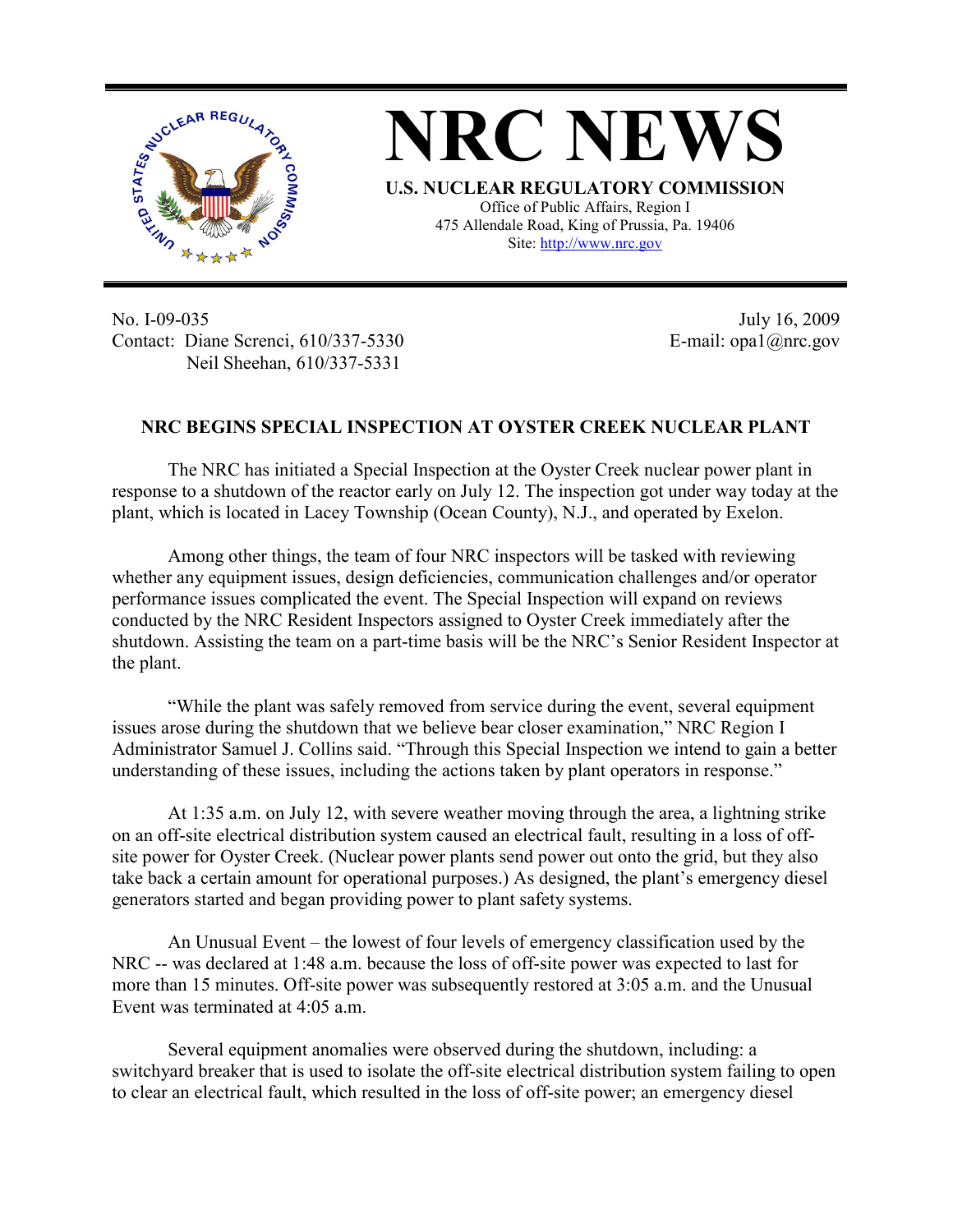# NRC NEWS

**U.S. NUCLEAR REGULATORY COMMISSION**
Office of Public Affairs, Region I
475 Allendale Road, King of Prussia, Pa. 19406
Site: http://www.nrc.gov

No. I-09-035
Contact: Diane Screnci, 610/337-5330
Neil Sheehan, 610/337-5331

July 16, 2009
E-mail: opa1@nrc.gov

## NRC BEGINS SPECIAL INSPECTION AT OYSTER CREEK NUCLEAR PLANT

The NRC has initiated a Special Inspection at the Oyster Creek nuclear power plant in response to a shutdown of the reactor early on July 12. The inspection got under way today at the plant, which is located in Lacey Township (Ocean County), N.J., and operated by Exelon.

Among other things, the team of four NRC inspectors will be tasked with reviewing whether any equipment issues, design deficiencies, communication challenges and/or operator performance issues complicated the event. The Special Inspection will expand on reviews conducted by the NRC Resident Inspectors assigned to Oyster Creek immediately after the shutdown. Assisting the team on a part-time basis will be the NRC's Senior Resident Inspector at the plant.

"While the plant was safely removed from service during the event, several equipment issues arose during the shutdown that we believe bear closer examination," NRC Region I Administrator Samuel J. Collins said. "Through this Special Inspection we intend to gain a better understanding of these issues, including the actions taken by plant operators in response."

At 1:35 a.m. on July 12, with severe weather moving through the area, a lightning strike on an off-site electrical distribution system caused an electrical fault, resulting in a loss of off-site power for Oyster Creek. (Nuclear power plants send power out onto the grid, but they also take back a certain amount for operational purposes.) As designed, the plant's emergency diesel generators started and began providing power to plant safety systems.

An Unusual Event – the lowest of four levels of emergency classification used by the NRC -- was declared at 1:48 a.m. because the loss of off-site power was expected to last for more than 15 minutes. Off-site power was subsequently restored at 3:05 a.m. and the Unusual Event was terminated at 4:05 a.m.

Several equipment anomalies were observed during the shutdown, including: a switchyard breaker that is used to isolate the off-site electrical distribution system failing to open to clear an electrical fault, which resulted in the loss of off-site power; an emergency diesel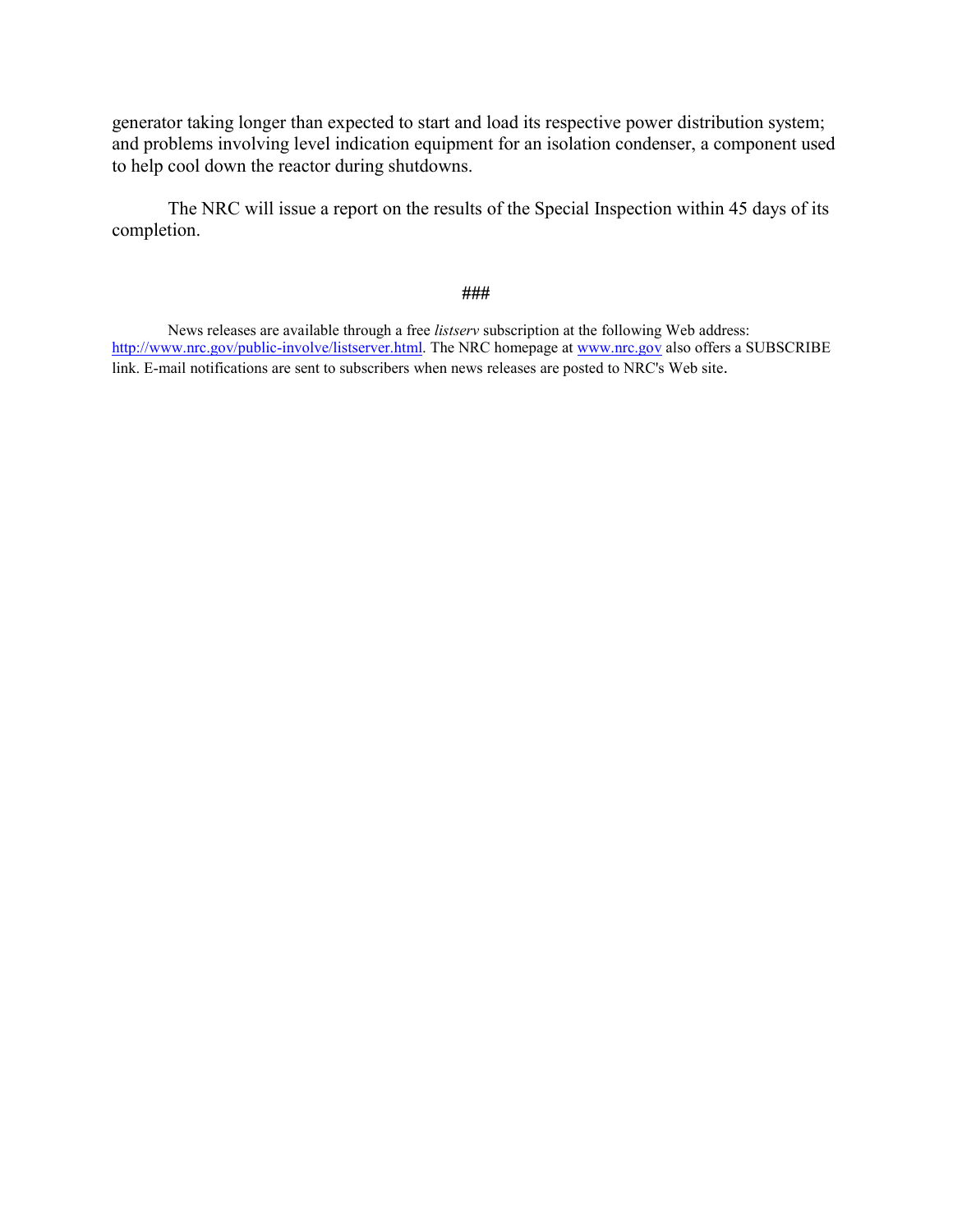generator taking longer than expected to start and load its respective power distribution system; and problems involving level indication equipment for an isolation condenser, a component used to help cool down the reactor during shutdowns.

The NRC will issue a report on the results of the Special Inspection within 45 days of its completion.

###

News releases are available through a free *listserv* subscription at the following Web address: http://www.nrc.gov/public-involve/listserver.html. The NRC homepage at www.nrc.gov also offers a SUBSCRIBE link. E-mail notifications are sent to subscribers when news releases are posted to NRC's Web site.